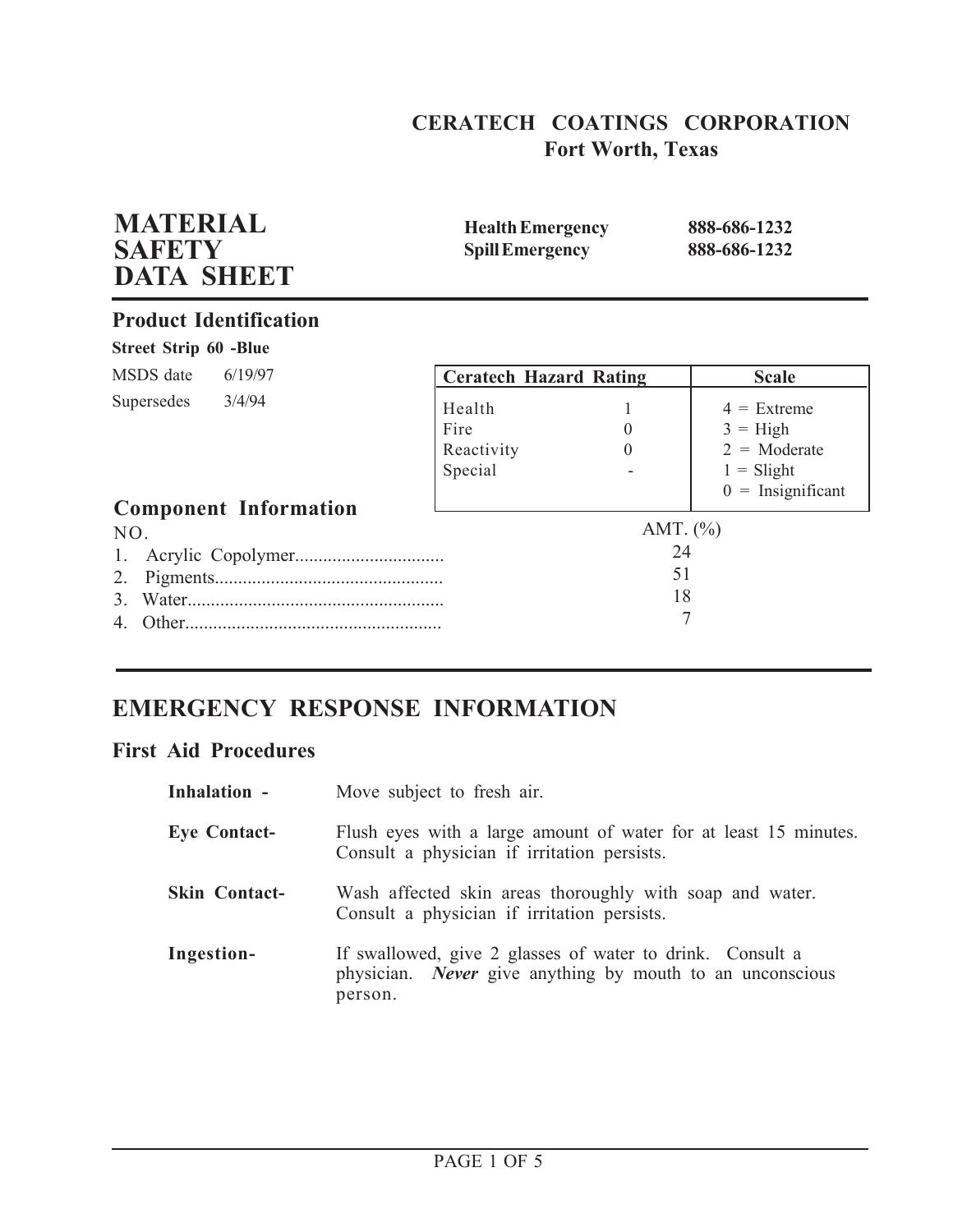**CERATECH COATINGS CORPORATION**
**Fort Worth, Texas**

# MATERIAL SAFETY DATA SHEET

| | |
|---|---|
| **Health Emergency** | **888-686-1232** |
| **Spill Emergency** | **888-686-1232** |

## Product Identification

**Street Strip 60 -Blue**

MSDS date 6/19/97

Supersedes 3/4/94

| Ceratech Hazard Rating | | Scale |
|---|---|---|
| Health | 1 | 4 = Extreme |
| Fire | 0 | 3 = High |
| Reactivity | 0 | 2 = Moderate |
| Special | - | 1 = Slight |
| | | 0 = Insignificant |

## Component Information

| NO. | | AMT. (%) |
|---|---|---|
| 1. | Acrylic Copolymer | 24 |
| 2. | Pigments | 51 |
| 3. | Water | 18 |
| 4. | Other | 7 |

# EMERGENCY RESPONSE INFORMATION

## First Aid Procedures

**Inhalation -** Move subject to fresh air.

**Eye Contact-** Flush eyes with a large amount of water for at least 15 minutes. Consult a physician if irritation persists.

**Skin Contact-** Wash affected skin areas thoroughly with soap and water. Consult a physician if irritation persists.

**Ingestion-** If swallowed, give 2 glasses of water to drink. Consult a physician. ***Never*** give anything by mouth to an unconscious person.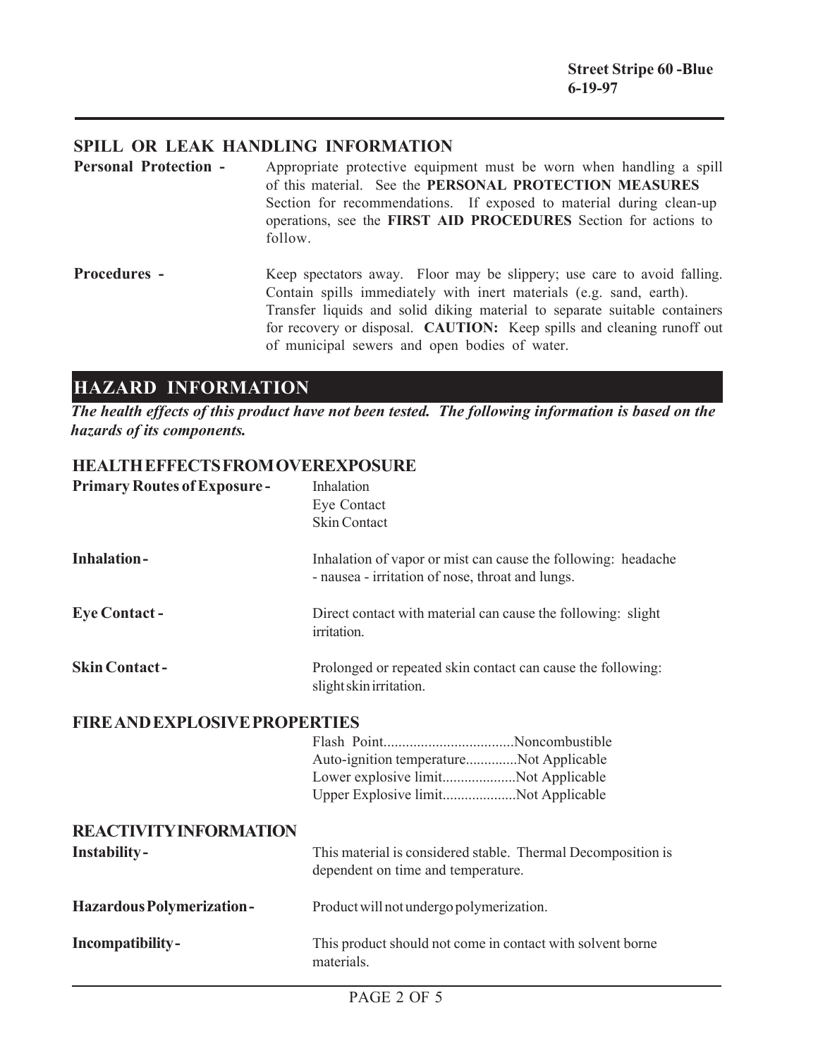## SPILL OR LEAK HANDLING INFORMATION

**Personal Protection -** Appropriate protective equipment must be worn when handling a spill of this material. See the **PERSONAL PROTECTION MEASURES** Section for recommendations. If exposed to material during clean-up operations, see the **FIRST AID PROCEDURES** Section for actions to follow.

**Procedures -** Keep spectators away. Floor may be slippery; use care to avoid falling. Contain spills immediately with inert materials (e.g. sand, earth). Transfer liquids and solid diking material to separate suitable containers for recovery or disposal. **CAUTION:** Keep spills and cleaning runoff out of municipal sewers and open bodies of water.

# HAZARD INFORMATION

***The health effects of this product have not been tested. The following information is based on the hazards of its components.***

## HEALTH EFFECTS FROM OVEREXPOSURE

**Primary Routes of Exposure -** Inhalation
Eye Contact
Skin Contact

**Inhalation -** Inhalation of vapor or mist can cause the following: headache - nausea - irritation of nose, throat and lungs.

**Eye Contact -** Direct contact with material can cause the following: slight irritation.

**Skin Contact -** Prolonged or repeated skin contact can cause the following: slight skin irritation.

## FIRE AND EXPLOSIVE PROPERTIES

Flash Point...................................Noncombustible
Auto-ignition temperature..............Not Applicable
Lower explosive limit....................Not Applicable
Upper Explosive limit....................Not Applicable

## REACTIVITY INFORMATION

**Instability -** This material is considered stable. Thermal Decomposition is dependent on time and temperature.

**Hazardous Polymerization -** Product will not undergo polymerization.

**Incompatibility -** This product should not come in contact with solvent borne materials.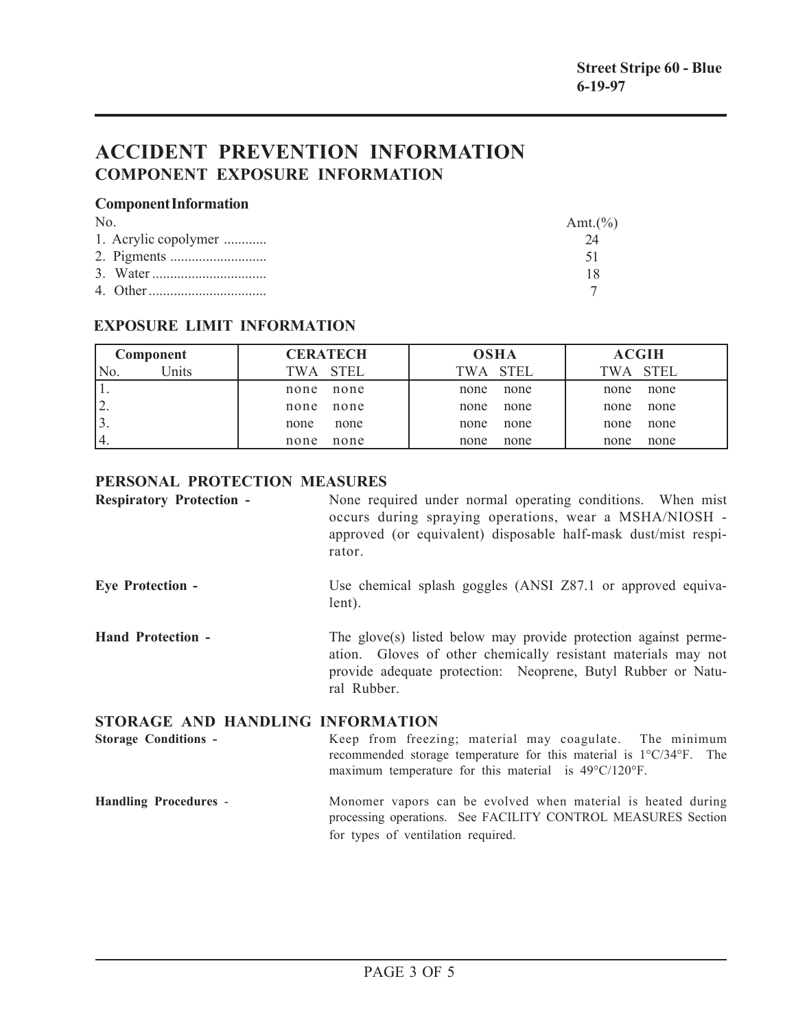Street Stripe 60 - Blue
6-19-97

# ACCIDENT PREVENTION INFORMATION

## COMPONENT EXPOSURE INFORMATION

### Component Information

| No. | Amt.(%) |
|---|---|
| 1. Acrylic copolymer ............ | 24 |
| 2. Pigments ........................... | 51 |
| 3. Water ................................ | 18 |
| 4. Other ................................. | 7 |

### EXPOSURE LIMIT INFORMATION

| Component | | CERATECH | | OSHA | | ACGIH | |
|---|---|---|---|---|---|---|---|
| No. | Units | TWA | STEL | TWA | STEL | TWA | STEL |
| 1. | | none | none | none | none | none | none |
| 2. | | none | none | none | none | none | none |
| 3. | | none | none | none | none | none | none |
| 4. | | none | none | none | none | none | none |

### PERSONAL PROTECTION MEASURES

**Respiratory Protection -** None required under normal operating conditions. When mist occurs during spraying operations, wear a MSHA/NIOSH - approved (or equivalent) disposable half-mask dust/mist respirator.

**Eye Protection -** Use chemical splash goggles (ANSI Z87.1 or approved equivalent).

**Hand Protection -** The glove(s) listed below may provide protection against permeation. Gloves of other chemically resistant materials may not provide adequate protection: Neoprene, Butyl Rubber or Natural Rubber.

### STORAGE AND HANDLING INFORMATION

**Storage Conditions -** Keep from freezing; material may coagulate. The minimum recommended storage temperature for this material is 1°C/34°F. The maximum temperature for this material is 49°C/120°F.

**Handling Procedures -** Monomer vapors can be evolved when material is heated during processing operations. See FACILITY CONTROL MEASURES Section for types of ventilation required.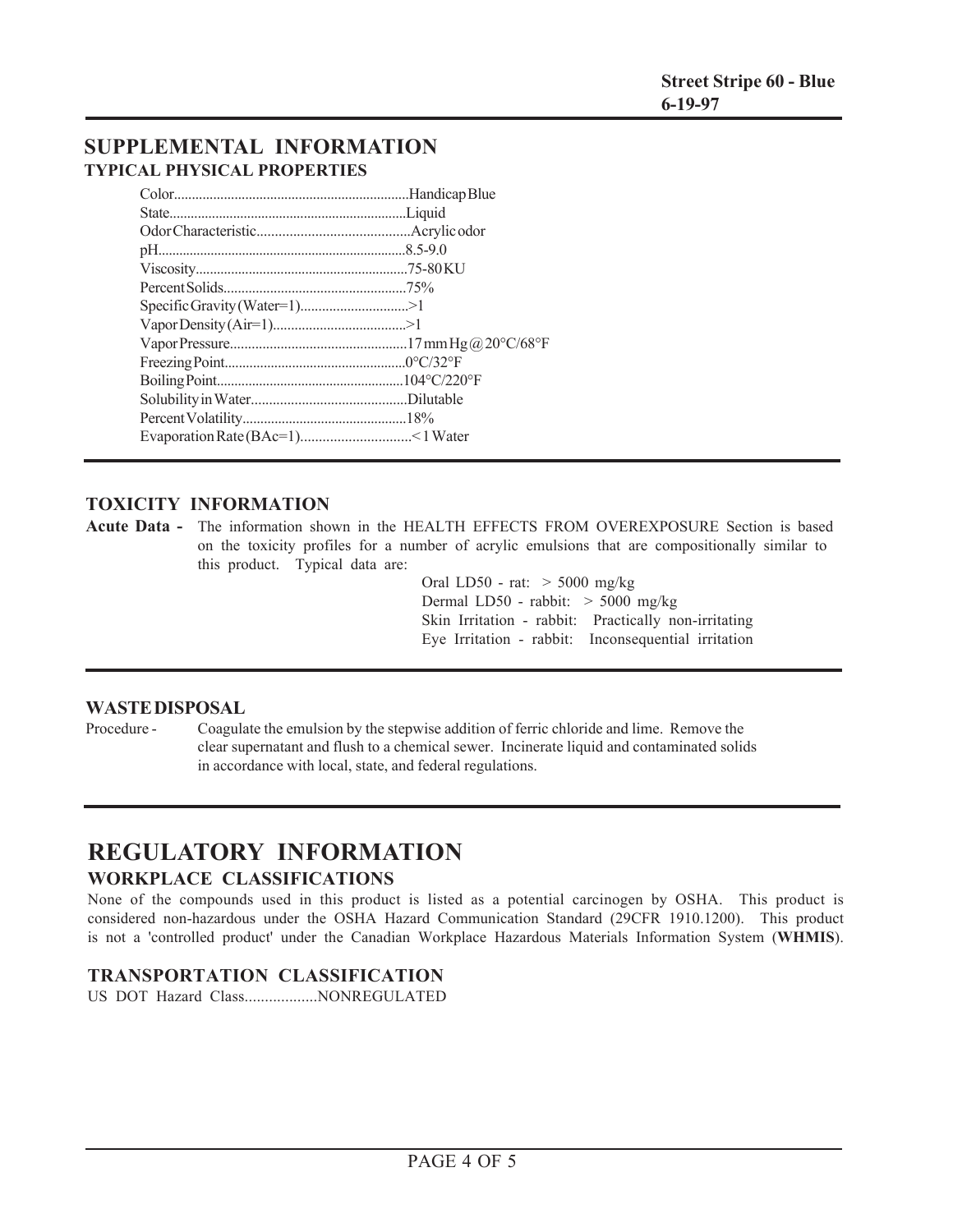## SUPPLEMENTAL INFORMATION

### TYPICAL PHYSICAL PROPERTIES

| Property | Value |
|---|---|
| Color | Handicap Blue |
| State | Liquid |
| Odor Characteristic | Acrylic odor |
| pH | 8.5-9.0 |
| Viscosity | 75-80 KU |
| Percent Solids | 75% |
| Specific Gravity (Water=1) | >1 |
| Vapor Density (Air=1) | >1 |
| Vapor Pressure | 17 mm Hg @ 20°C/68°F |
| Freezing Point | 0°C/32°F |
| Boiling Point | 104°C/220°F |
| Solubility in Water | Dilutable |
| Percent Volatility | 18% |
| Evaporation Rate (BAc=1) | < 1 Water |

### TOXICITY INFORMATION

**Acute Data -** The information shown in the HEALTH EFFECTS FROM OVEREXPOSURE Section is based on the toxicity profiles for a number of acrylic emulsions that are compositionally similar to this product. Typical data are:

- Oral LD50 - rat: > 5000 mg/kg
- Dermal LD50 - rabbit: > 5000 mg/kg
- Skin Irritation - rabbit: Practically non-irritating
- Eye Irritation - rabbit: Inconsequential irritation

### WASTE DISPOSAL

Procedure - Coagulate the emulsion by the stepwise addition of ferric chloride and lime. Remove the clear supernatant and flush to a chemical sewer. Incinerate liquid and contaminated solids in accordance with local, state, and federal regulations.

# REGULATORY INFORMATION

### WORKPLACE CLASSIFICATIONS

None of the compounds used in this product is listed as a potential carcinogen by OSHA. This product is considered non-hazardous under the OSHA Hazard Communication Standard (29CFR 1910.1200). This product is not a 'controlled product' under the Canadian Workplace Hazardous Materials Information System (**WHMIS**).

### TRANSPORTATION CLASSIFICATION

US DOT Hazard Class..................NONREGULATED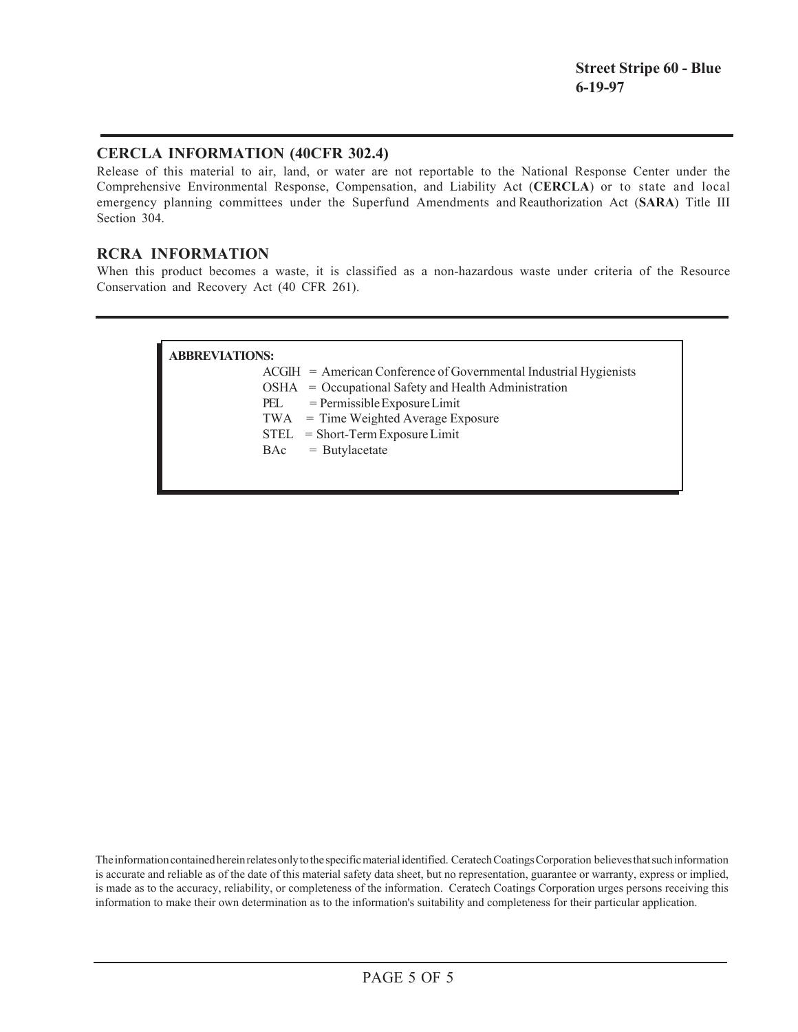## CERCLA INFORMATION (40CFR 302.4)

Release of this material to air, land, or water are not reportable to the National Response Center under the Comprehensive Environmental Response, Compensation, and Liability Act (**CERCLA**) or to state and local emergency planning committees under the Superfund Amendments and Reauthorization Act (**SARA**) Title III Section 304.

## RCRA INFORMATION

When this product becomes a waste, it is classified as a non-hazardous waste under criteria of the Resource Conservation and Recovery Act (40 CFR 261).

**ABBREVIATIONS:**

- ACGIH = American Conference of Governmental Industrial Hygienists
- OSHA = Occupational Safety and Health Administration
- PEL = Permissible Exposure Limit
- TWA = Time Weighted Average Exposure
- STEL = Short-Term Exposure Limit
- BAc = Butylacetate

The information contained herein relates only to the specific material identified. Ceratech Coatings Corporation believes that such information is accurate and reliable as of the date of this material safety data sheet, but no representation, guarantee or warranty, express or implied, is made as to the accuracy, reliability, or completeness of the information. Ceratech Coatings Corporation urges persons receiving this information to make their own determination as to the information's suitability and completeness for their particular application.